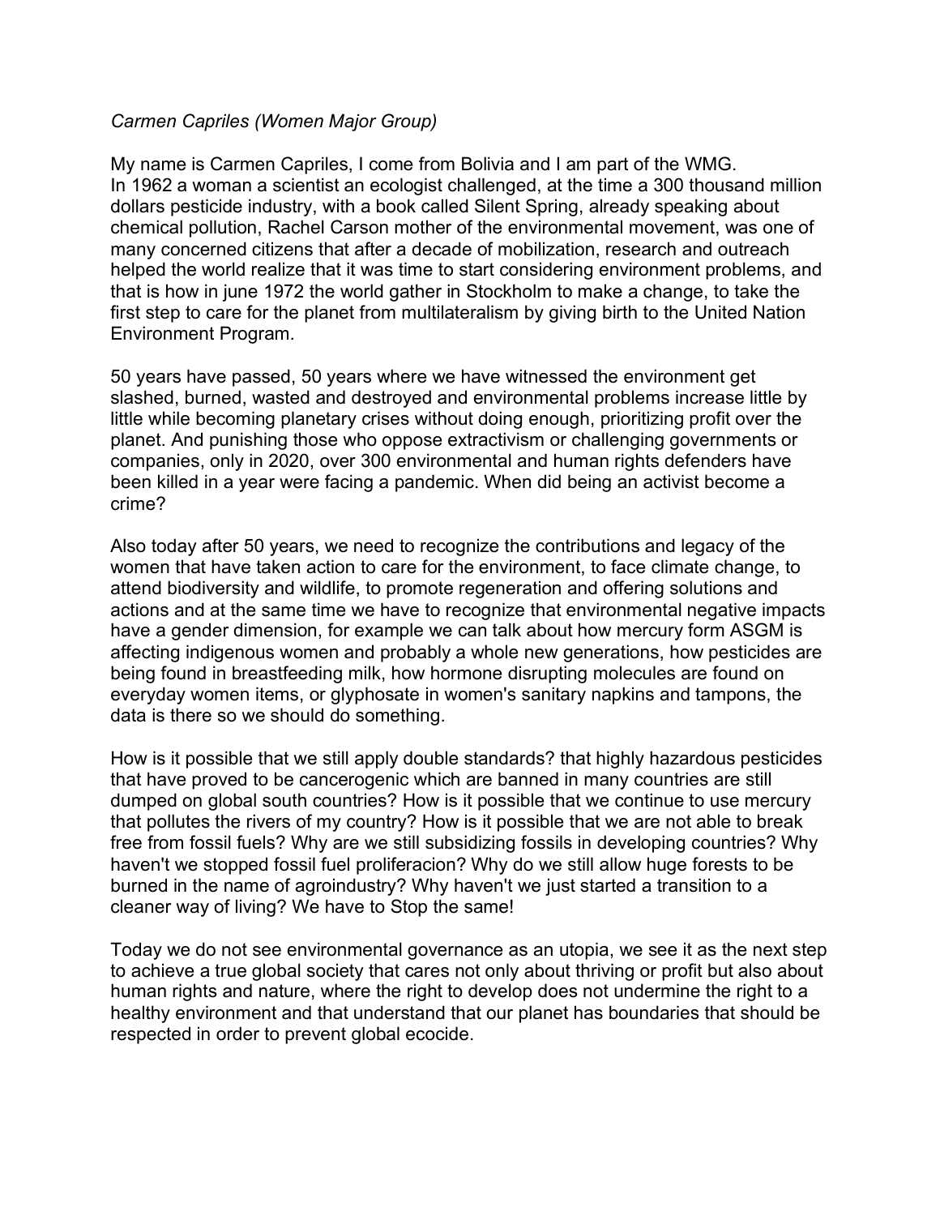*Carmen Capriles (Women Major Group)*

My name is Carmen Capriles, I come from Bolivia and I am part of the WMG.
In 1962 a woman a scientist an ecologist challenged, at the time a 300 thousand million dollars pesticide industry, with a book called Silent Spring, already speaking about chemical pollution, Rachel Carson mother of the environmental movement, was one of many concerned citizens that after a decade of mobilization, research and outreach helped the world realize that it was time to start considering environment problems, and that is how in june 1972 the world gather in Stockholm to make a change, to take the first step to care for the planet from multilateralism by giving birth to the United Nation Environment Program.

50 years have passed, 50 years where we have witnessed the environment get slashed, burned, wasted and destroyed and environmental problems increase little by little while becoming planetary crises without doing enough, prioritizing profit over the planet. And punishing those who oppose extractivism or challenging governments or companies, only in 2020, over 300 environmental and human rights defenders have been killed in a year were facing a pandemic. When did being an activist become a crime?

Also today after 50 years, we need to recognize the contributions and legacy of the women that have taken action to care for the environment, to face climate change, to attend biodiversity and wildlife, to promote regeneration and offering solutions and actions and at the same time we have to recognize that environmental negative impacts have a gender dimension, for example we can talk about how mercury form ASGM is affecting indigenous women and probably a whole new generations, how pesticides are being found in breastfeeding milk, how hormone disrupting molecules are found on everyday women items, or glyphosate in women's sanitary napkins and tampons, the data is there so we should do something.

How is it possible that we still apply double standards? that highly hazardous pesticides that have proved to be cancerogenic which are banned in many countries are still dumped on global south countries? How is it possible that we continue to use mercury that pollutes the rivers of my country? How is it possible that we are not able to break free from fossil fuels? Why are we still subsidizing fossils in developing countries? Why haven't we stopped fossil fuel proliferacion? Why do we still allow huge forests to be burned in the name of agroindustry? Why haven't we just started a transition to a cleaner way of living? We have to Stop the same!

Today we do not see environmental governance as an utopia, we see it as the next step to achieve a true global society that cares not only about thriving or profit but also about human rights and nature, where the right to develop does not undermine the right to a healthy environment and that understand that our planet has boundaries that should be respected in order to prevent global ecocide.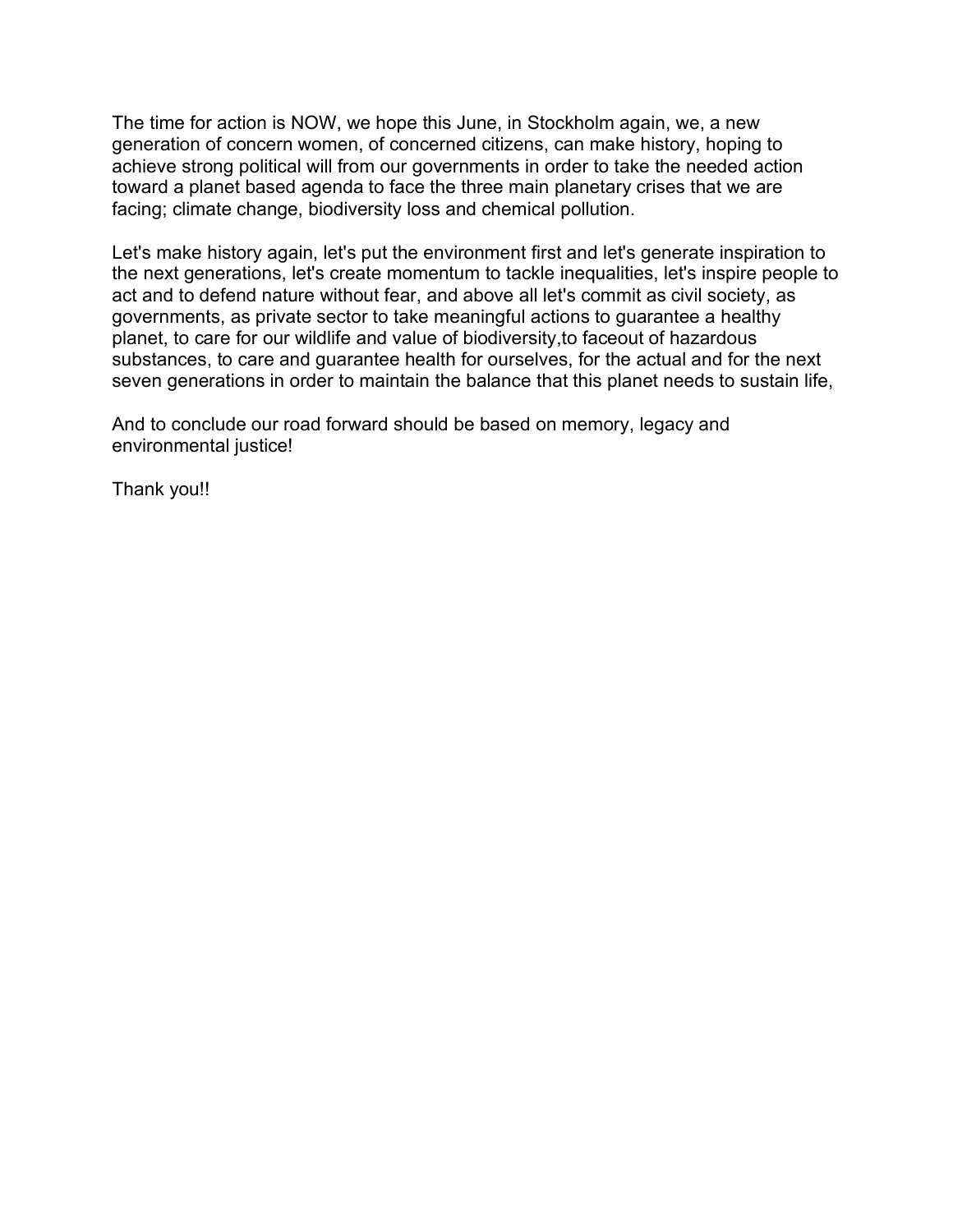The time for action is NOW, we hope this June, in Stockholm again, we, a new generation of concern women, of concerned citizens, can make history, hoping to achieve strong political will from our governments in order to take the needed action toward a planet based agenda to face the three main planetary crises that we are facing; climate change, biodiversity loss and chemical pollution.

Let's make history again, let's put the environment first and let's generate inspiration to the next generations, let's create momentum to tackle inequalities, let's inspire people to act and to defend nature without fear, and above all let's commit as civil society, as governments, as private sector to take meaningful actions to guarantee a healthy planet, to care for our wildlife and value of biodiversity,to faceout of hazardous substances, to care and guarantee health for ourselves, for the actual and for the next seven generations in order to maintain the balance that this planet needs to sustain life,

And to conclude our road forward should be based on memory, legacy and environmental justice!

Thank you!!